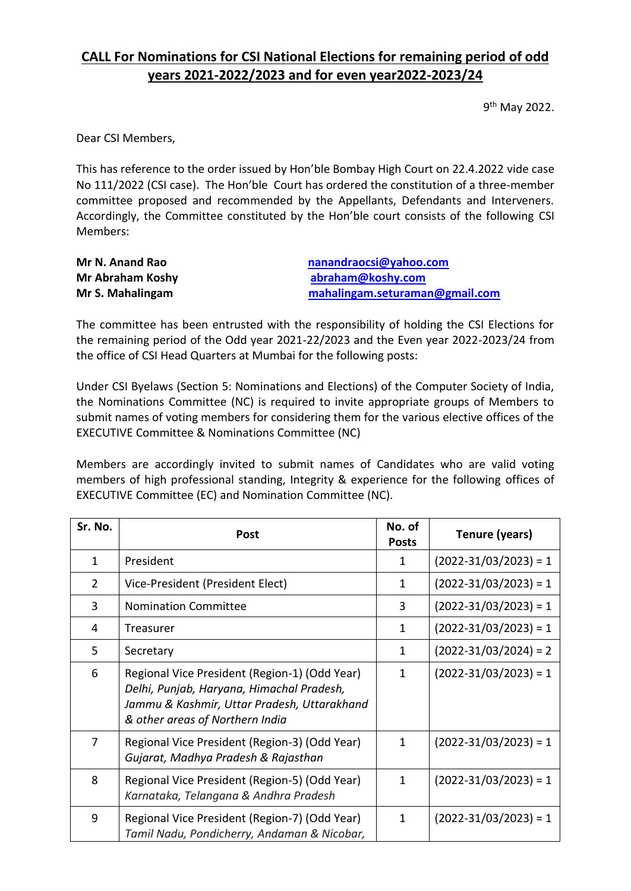# CALL For Nominations for CSI National Elections for remaining period of odd years 2021-2022/2023 and for even year2022-2023/24

9th May 2022.

Dear CSI Members,

This has reference to the order issued by Hon'ble Bombay High Court on 22.4.2022 vide case No 111/2022 (CSI case). The Hon'ble Court has ordered the constitution of a three-member committee proposed and recommended by the Appellants, Defendants and Interveners. Accordingly, the Committee constituted by the Hon'ble court consists of the following CSI Members:

| | |
|---|---|
| **Mr N. Anand Rao** | nanandraocsi@yahoo.com |
| **Mr Abraham Koshy** | abraham@koshy.com |
| **Mr S. Mahalingam** | mahalingam.seturaman@gmail.com |

The committee has been entrusted with the responsibility of holding the CSI Elections for the remaining period of the Odd year 2021-22/2023 and the Even year 2022-2023/24 from the office of CSI Head Quarters at Mumbai for the following posts:

Under CSI Byelaws (Section 5: Nominations and Elections) of the Computer Society of India, the Nominations Committee (NC) is required to invite appropriate groups of Members to submit names of voting members for considering them for the various elective offices of the EXECUTIVE Committee & Nominations Committee (NC)

Members are accordingly invited to submit names of Candidates who are valid voting members of high professional standing, Integrity & experience for the following offices of EXECUTIVE Committee (EC) and Nomination Committee (NC).

| Sr. No. | Post | No. of Posts | Tenure (years) |
|---|---|---|---|
| 1 | President | 1 | (2022-31/03/2023) = 1 |
| 2 | Vice-President (President Elect) | 1 | (2022-31/03/2023) = 1 |
| 3 | Nomination Committee | 3 | (2022-31/03/2023) = 1 |
| 4 | Treasurer | 1 | (2022-31/03/2023) = 1 |
| 5 | Secretary | 1 | (2022-31/03/2024) = 2 |
| 6 | Regional Vice President (Region-1) (Odd Year) *Delhi, Punjab, Haryana, Himachal Pradesh, Jammu & Kashmir, Uttar Pradesh, Uttarakhand & other areas of Northern India* | 1 | (2022-31/03/2023) = 1 |
| 7 | Regional Vice President (Region-3) (Odd Year) *Gujarat, Madhya Pradesh & Rajasthan* | 1 | (2022-31/03/2023) = 1 |
| 8 | Regional Vice President (Region-5) (Odd Year) *Karnataka, Telangana & Andhra Pradesh* | 1 | (2022-31/03/2023) = 1 |
| 9 | Regional Vice President (Region-7) (Odd Year) *Tamil Nadu, Pondicherry, Andaman & Nicobar,* | 1 | (2022-31/03/2023) = 1 |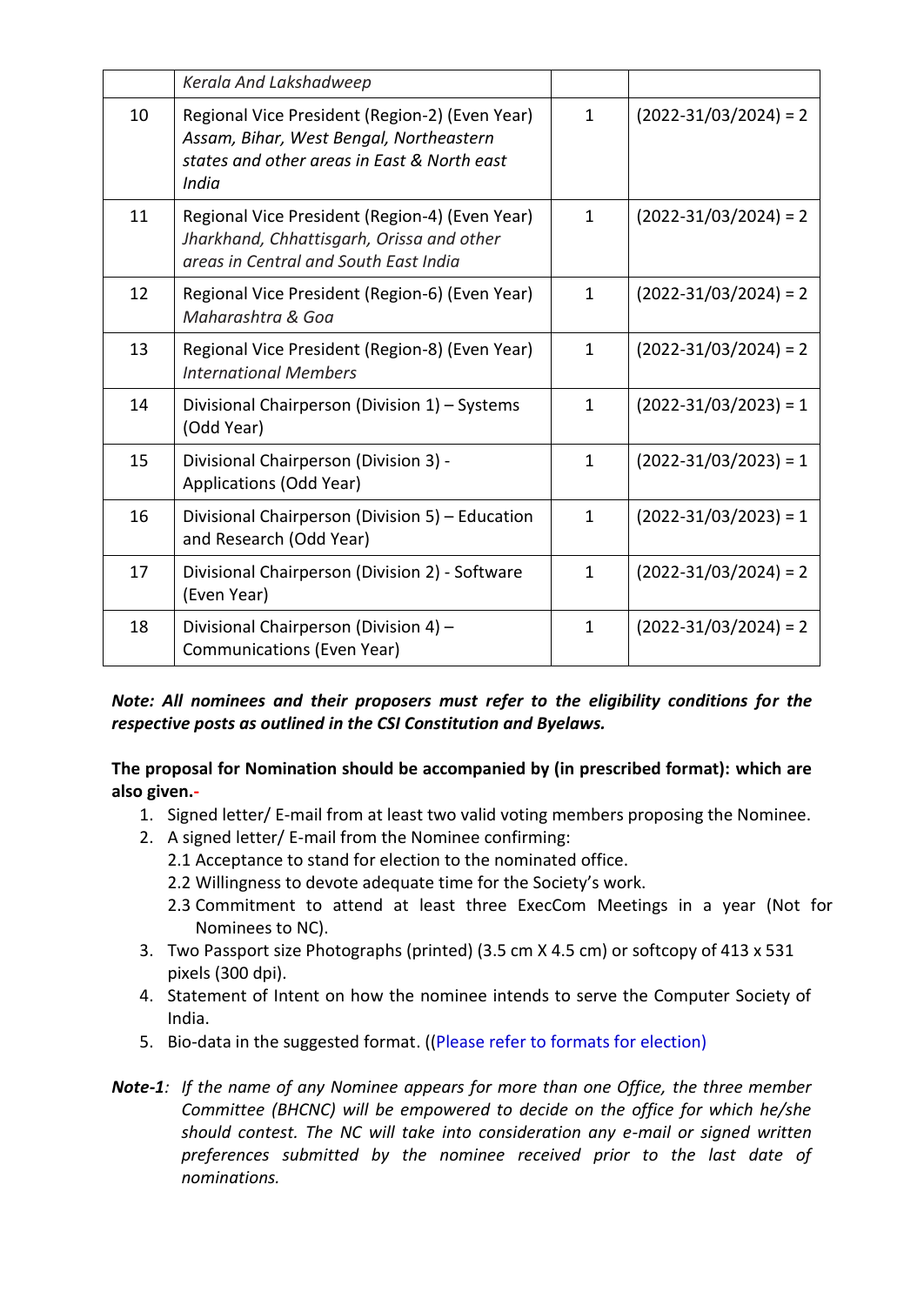| | | | |
|---|---|---|---|
| | *Kerala And Lakshadweep* | | |
| 10 | Regional Vice President (Region-2) (Even Year) *Assam, Bihar, West Bengal, Northeastern states and other areas in East & North east India* | 1 | (2022-31/03/2024) = 2 |
| 11 | Regional Vice President (Region-4) (Even Year) *Jharkhand, Chhattisgarh, Orissa and other areas in Central and South East India* | 1 | (2022-31/03/2024) = 2 |
| 12 | Regional Vice President (Region-6) (Even Year) *Maharashtra & Goa* | 1 | (2022-31/03/2024) = 2 |
| 13 | Regional Vice President (Region-8) (Even Year) *International Members* | 1 | (2022-31/03/2024) = 2 |
| 14 | Divisional Chairperson (Division 1) – Systems (Odd Year) | 1 | (2022-31/03/2023) = 1 |
| 15 | Divisional Chairperson (Division 3) - Applications (Odd Year) | 1 | (2022-31/03/2023) = 1 |
| 16 | Divisional Chairperson (Division 5) – Education and Research (Odd Year) | 1 | (2022-31/03/2023) = 1 |
| 17 | Divisional Chairperson (Division 2) - Software (Even Year) | 1 | (2022-31/03/2024) = 2 |
| 18 | Divisional Chairperson (Division 4) – Communications (Even Year) | 1 | (2022-31/03/2024) = 2 |

***Note: All nominees and their proposers must refer to the eligibility conditions for the respective posts as outlined in the CSI Constitution and Byelaws.***

**The proposal for Nomination should be accompanied by (in prescribed format): which are also given.-**

1. Signed letter/ E-mail from at least two valid voting members proposing the Nominee.
2. A signed letter/ E-mail from the Nominee confirming:
   2.1 Acceptance to stand for election to the nominated office.
   2.2 Willingness to devote adequate time for the Society's work.
   2.3 Commitment to attend at least three ExecCom Meetings in a year (Not for Nominees to NC).
3. Two Passport size Photographs (printed) (3.5 cm X 4.5 cm) or softcopy of 413 x 531 pixels (300 dpi).
4. Statement of Intent on how the nominee intends to serve the Computer Society of India.
5. Bio-data in the suggested format. ((Please refer to formats for election)

***Note-1****: If the name of any Nominee appears for more than one Office, the three member Committee (BHCNC) will be empowered to decide on the office for which he/she should contest. The NC will take into consideration any e-mail or signed written preferences submitted by the nominee received prior to the last date of nominations.*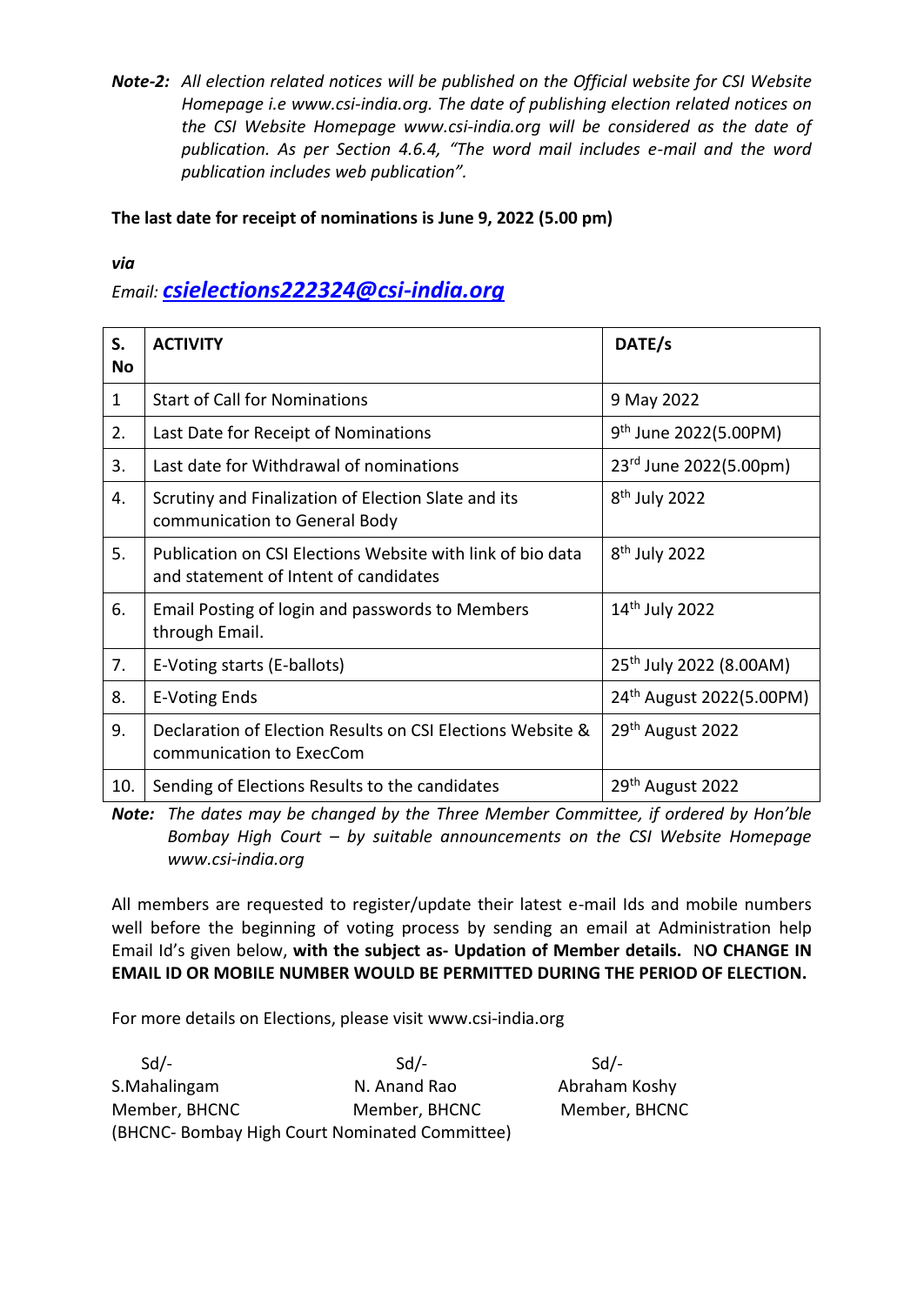***Note-2:*** *All election related notices will be published on the Official website for CSI Website Homepage i.e www.csi-india.org. The date of publishing election related notices on the CSI Website Homepage www.csi-india.org will be considered as the date of publication. As per Section 4.6.4, "The word mail includes e-mail and the word publication includes web publication".*

**The last date for receipt of nominations is June 9, 2022 (5.00 pm)**

***via***

*Email:* [***csielections222324@csi-india.org***](mailto:csielections222324@csi-india.org)

| S. No | ACTIVITY | DATE/s |
|---|---|---|
| 1 | Start of Call for Nominations | 9 May 2022 |
| 2. | Last Date for Receipt of Nominations | 9th June 2022(5.00PM) |
| 3. | Last date for Withdrawal of nominations | 23rd June 2022(5.00pm) |
| 4. | Scrutiny and Finalization of Election Slate and its communication to General Body | 8th July 2022 |
| 5. | Publication on CSI Elections Website with link of bio data and statement of Intent of candidates | 8th July 2022 |
| 6. | Email Posting of login and passwords to Members through Email. | 14th July 2022 |
| 7. | E-Voting starts (E-ballots) | 25th July 2022 (8.00AM) |
| 8. | E-Voting Ends | 24th August 2022(5.00PM) |
| 9. | Declaration of Election Results on CSI Elections Website & communication to ExecCom | 29th August 2022 |
| 10. | Sending of Elections Results to the candidates | 29th August 2022 |

***Note:*** *The dates may be changed by the Three Member Committee, if ordered by Hon'ble Bombay High Court – by suitable announcements on the CSI Website Homepage www.csi-india.org*

All members are requested to register/update their latest e-mail Ids and mobile numbers well before the beginning of voting process by sending an email at Administration help Email Id's given below, **with the subject as- Updation of Member details.** N**O CHANGE IN EMAIL ID OR MOBILE NUMBER WOULD BE PERMITTED DURING THE PERIOD OF ELECTION.**

For more details on Elections, please visit www.csi-india.org

| Sd/- | Sd/- | Sd/- |
|---|---|---|
| S.Mahalingam | N. Anand Rao | Abraham Koshy |
| Member, BHCNC | Member, BHCNC | Member, BHCNC |

(BHCNC- Bombay High Court Nominated Committee)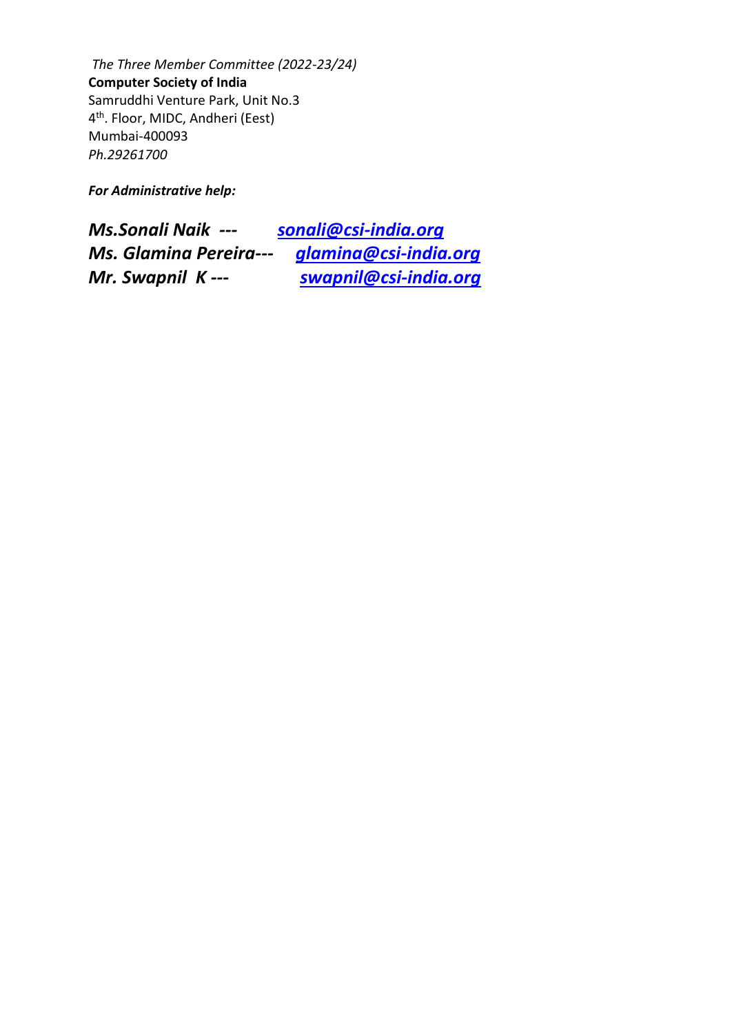*The Three Member Committee (2022-23/24)*
**Computer Society of India**
Samruddhi Venture Park, Unit No.3
4th. Floor, MIDC, Andheri (Eest)
Mumbai-400093
*Ph.29261700*

***For Administrative help:***

***Ms.Sonali Naik --- [sonali@csi-india.org](mailto:sonali@csi-india.org)***
***Ms. Glamina Pereira--- [glamina@csi-india.org](mailto:glamina@csi-india.org)***
***Mr. Swapnil K --- [swapnil@csi-india.org](mailto:swapnil@csi-india.org)***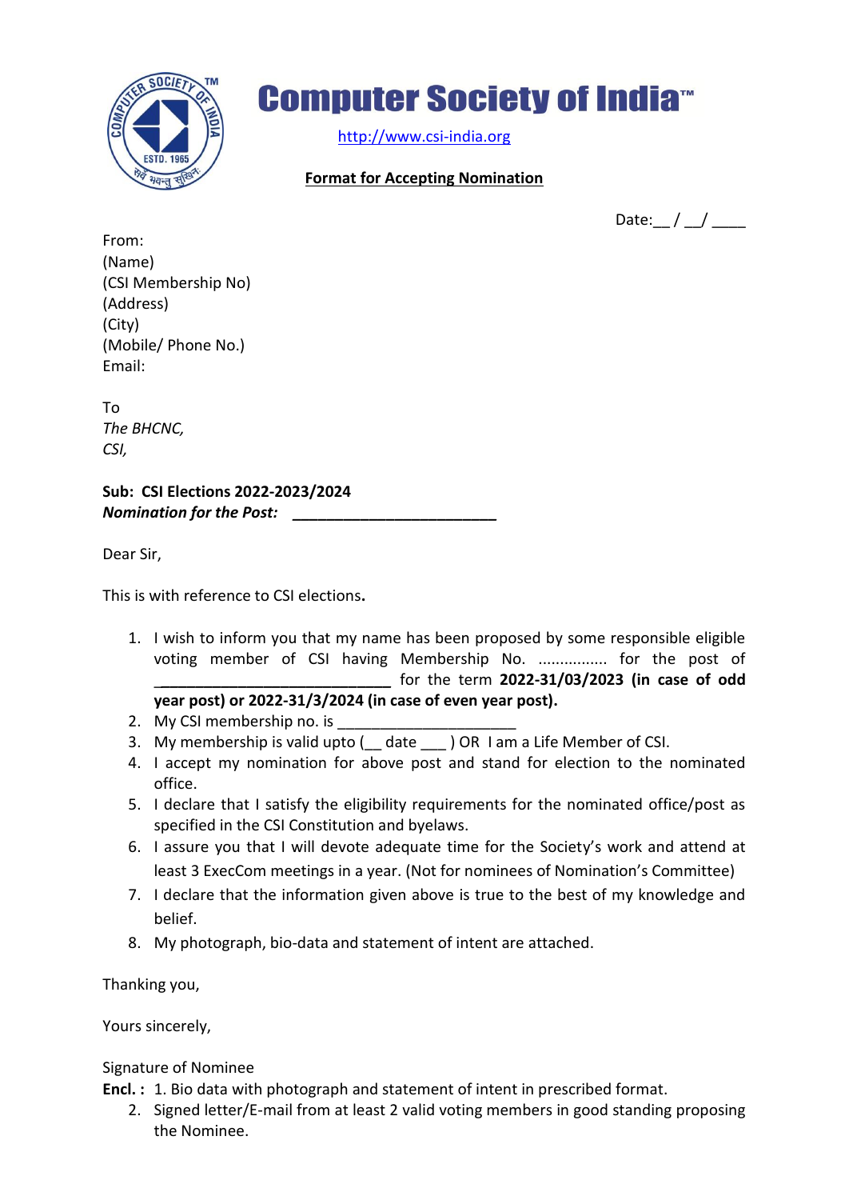# Computer Society of India™

http://www.csi-india.org

**Format for Accepting Nomination**

Date:__ / __/ ____

From:
(Name)
(CSI Membership No)
(Address)
(City)
(Mobile/ Phone No.)
Email:

To
*The BHCNC,*
*CSI,*

**Sub: CSI Elections 2022-2023/2024**
***Nomination for the Post:*** ________________________

Dear Sir,

This is with reference to CSI elections**.**

1. I wish to inform you that my name has been proposed by some responsible eligible voting member of CSI having Membership No. ................ for the post of ____________________________ for the term **2022-31/03/2023 (in case of odd year post) or 2022-31/3/2024 (in case of even year post).**
2. My CSI membership no. is _____________________
3. My membership is valid upto (__ date ___ ) OR I am a Life Member of CSI.
4. I accept my nomination for above post and stand for election to the nominated office.
5. I declare that I satisfy the eligibility requirements for the nominated office/post as specified in the CSI Constitution and byelaws.
6. I assure you that I will devote adequate time for the Society's work and attend at least 3 ExecCom meetings in a year. (Not for nominees of Nomination's Committee)
7. I declare that the information given above is true to the best of my knowledge and belief.
8. My photograph, bio-data and statement of intent are attached.

Thanking you,

Yours sincerely,

Signature of Nominee

**Encl. :** 1. Bio data with photograph and statement of intent in prescribed format.
2. Signed letter/E-mail from at least 2 valid voting members in good standing proposing the Nominee.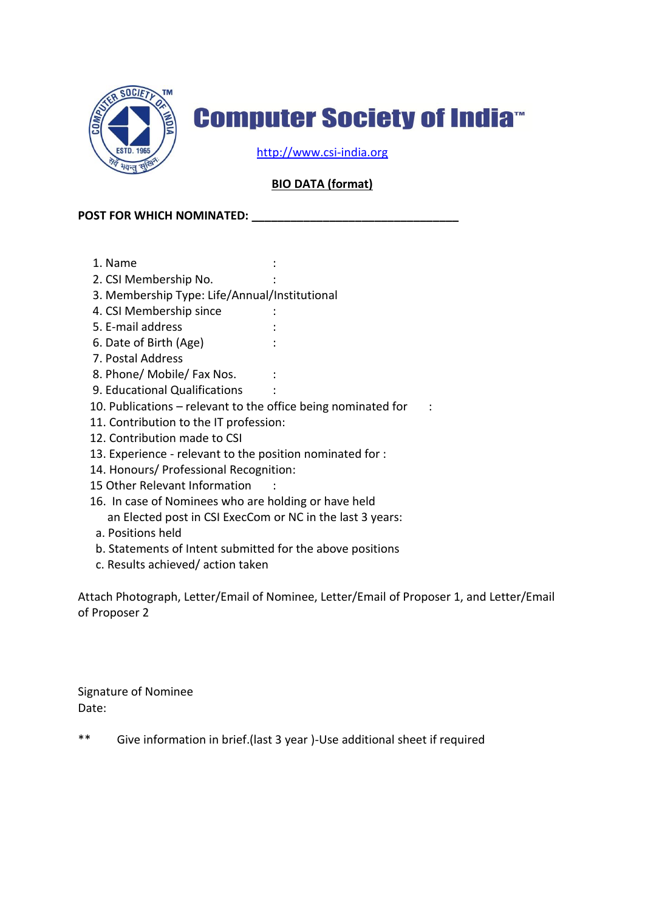# Computer Society of India™

http://www.csi-india.org

**BIO DATA (format)**

**POST FOR WHICH NOMINATED: ________________________________**

1. Name :
2. CSI Membership No. :
3. Membership Type: Life/Annual/Institutional
4. CSI Membership since :
5. E-mail address :
6. Date of Birth (Age) :
7. Postal Address
8. Phone/ Mobile/ Fax Nos. :
9. Educational Qualifications :
10. Publications – relevant to the office being nominated for :
11. Contribution to the IT profession:
12. Contribution made to CSI
13. Experience - relevant to the position nominated for :
14. Honours/ Professional Recognition:
15 Other Relevant Information :
16. In case of Nominees who are holding or have held an Elected post in CSI ExecCom or NC in the last 3 years:
    a. Positions held
    b. Statements of Intent submitted for the above positions
    c. Results achieved/ action taken

Attach Photograph, Letter/Email of Nominee, Letter/Email of Proposer 1, and Letter/Email of Proposer 2

Signature of Nominee
Date:

** Give information in brief.(last 3 year )-Use additional sheet if required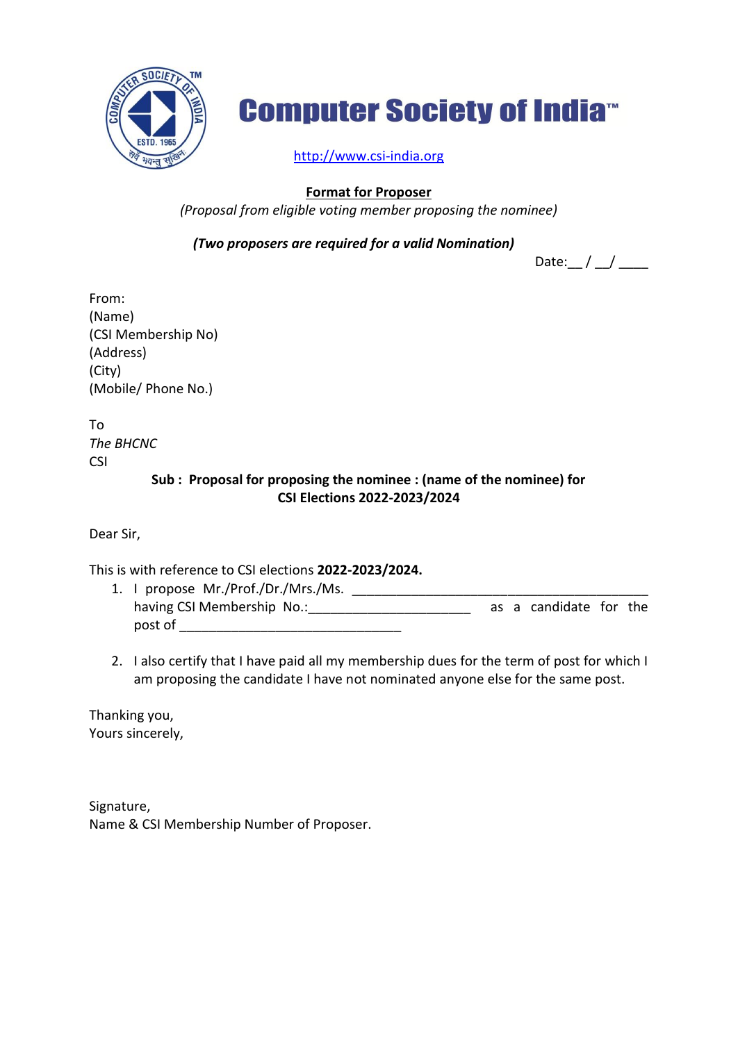# Computer Society of India™

http://www.csi-india.org

**Format for Proposer**

*(Proposal from eligible voting member proposing the nominee)*

***(Two proposers are required for a valid Nomination)***

Date:__ / __/ ____

From:
(Name)
(CSI Membership No)
(Address)
(City)
(Mobile/ Phone No.)

To
*The BHCNC*
CSI

**Sub : Proposal for proposing the nominee : (name of the nominee) for CSI Elections 2022-2023/2024**

Dear Sir,

This is with reference to CSI elections **2022-2023/2024.**

1. I propose Mr./Prof./Dr./Mrs./Ms. ________________________________________ having CSI Membership No.:______________________ as a candidate for the post of ______________________________
2. I also certify that I have paid all my membership dues for the term of post for which I am proposing the candidate I have not nominated anyone else for the same post.

Thanking you,
Yours sincerely,

Signature,
Name & CSI Membership Number of Proposer.